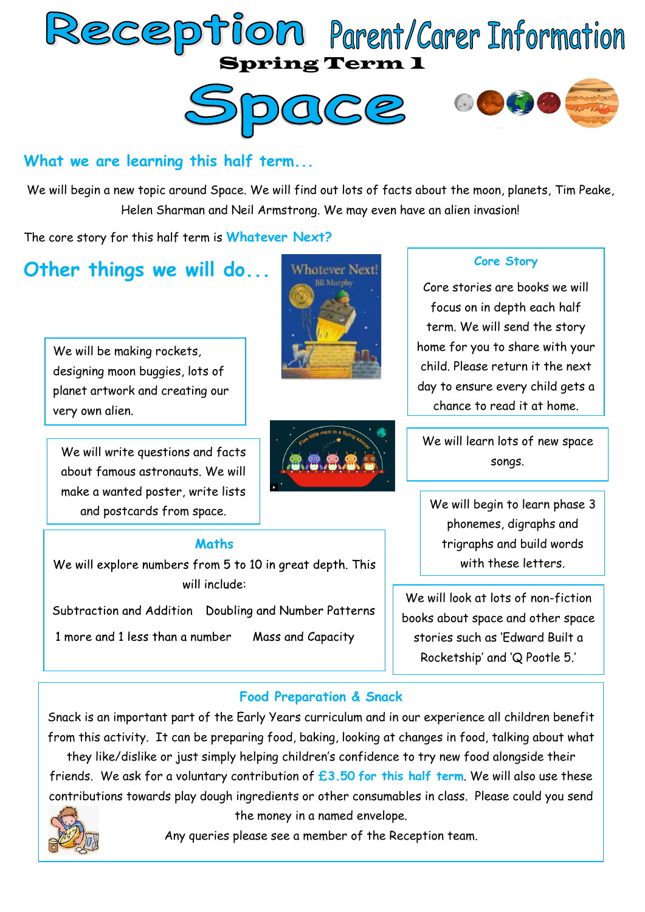# Reception Parent/Carer Information

## Spring Term 1

# Space

## What we are learning this half term...

We will begin a new topic around Space. We will find out lots of facts about the moon, planets, Tim Peake, Helen Sharman and Neil Armstrong. We may even have an alien invasion!

The core story for this half term is **Whatever Next?**

## Other things we will do...

We will be making rockets, designing moon buggies, lots of planet artwork and creating our very own alien.

We will write questions and facts about famous astronauts. We will make a wanted poster, write lists and postcards from space.

### Core Story

Core stories are books we will focus on in depth each half term. We will send the story home for you to share with your child. Please return it the next day to ensure every child gets a chance to read it at home.

We will learn lots of new space songs.

We will begin to learn phase 3 phonemes, digraphs and trigraphs and build words with these letters.

### Maths

We will explore numbers from 5 to 10 in great depth. This will include:

- Subtraction and Addition
- Doubling and Number Patterns
- 1 more and 1 less than a number
- Mass and Capacity

We will look at lots of non-fiction books about space and other space stories such as 'Edward Built a Rocketship' and 'Q Pootle 5.'

### Food Preparation & Snack

Snack is an important part of the Early Years curriculum and in our experience all children benefit from this activity. It can be preparing food, baking, looking at changes in food, talking about what they like/dislike or just simply helping children's confidence to try new food alongside their friends. We ask for a voluntary contribution of **£3.50 for this half term**. We will also use these contributions towards play dough ingredients or other consumables in class. Please could you send the money in a named envelope.

Any queries please see a member of the Reception team.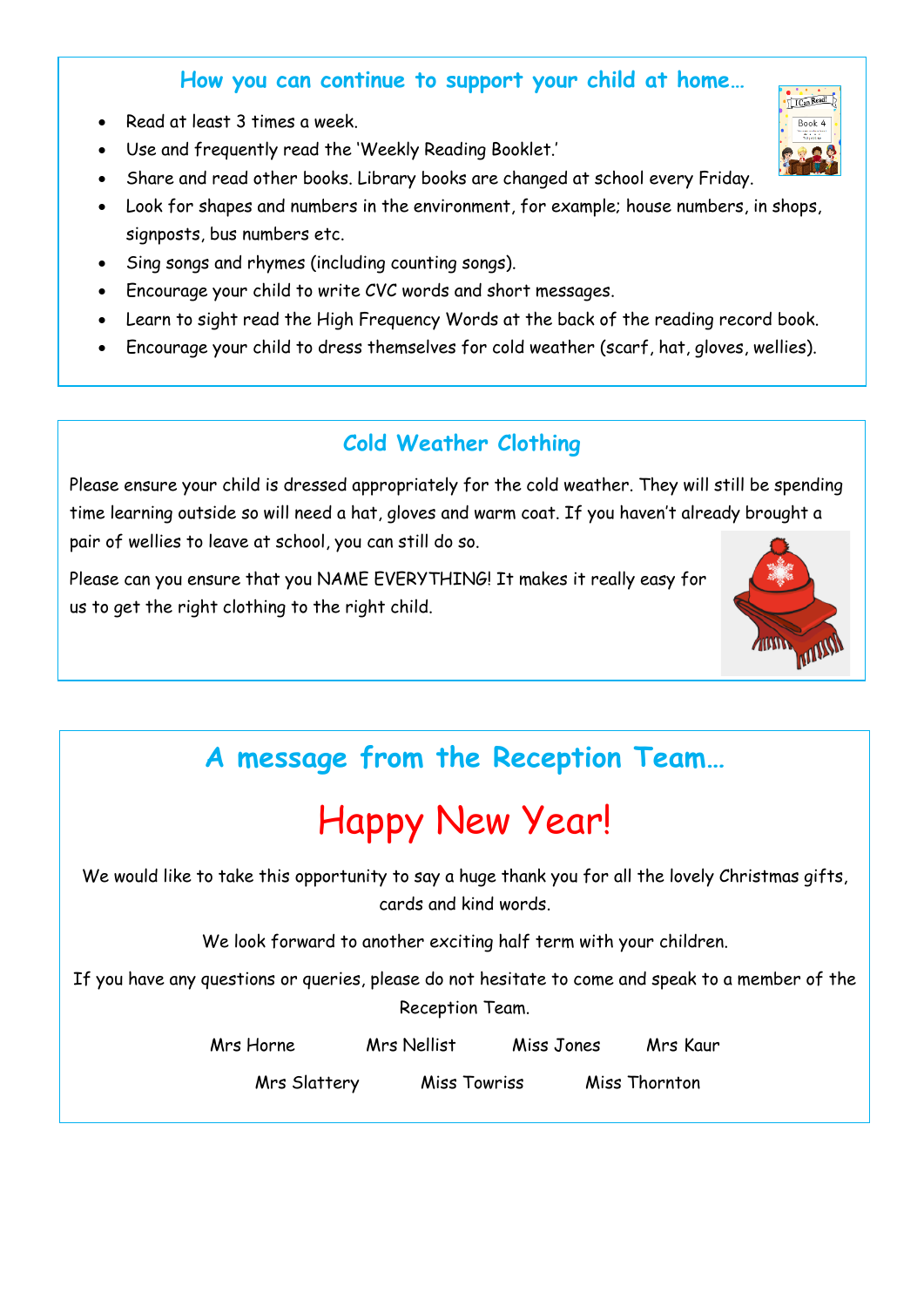## How you can continue to support your child at home…

- Read at least 3 times a week.
- Use and frequently read the 'Weekly Reading Booklet.'
- Share and read other books. Library books are changed at school every Friday.
- Look for shapes and numbers in the environment, for example; house numbers, in shops, signposts, bus numbers etc.
- Sing songs and rhymes (including counting songs).
- Encourage your child to write CVC words and short messages.
- Learn to sight read the High Frequency Words at the back of the reading record book.
- Encourage your child to dress themselves for cold weather (scarf, hat, gloves, wellies).

## Cold Weather Clothing

Please ensure your child is dressed appropriately for the cold weather. They will still be spending time learning outside so will need a hat, gloves and warm coat. If you haven't already brought a pair of wellies to leave at school, you can still do so.

Please can you ensure that you NAME EVERYTHING! It makes it really easy for us to get the right clothing to the right child.

## A message from the Reception Team…

# Happy New Year!

We would like to take this opportunity to say a huge thank you for all the lovely Christmas gifts, cards and kind words.

We look forward to another exciting half term with your children.

If you have any questions or queries, please do not hesitate to come and speak to a member of the Reception Team.

Mrs Horne Mrs Nellist Miss Jones Mrs Kaur

Mrs Slattery Miss Towriss Miss Thornton